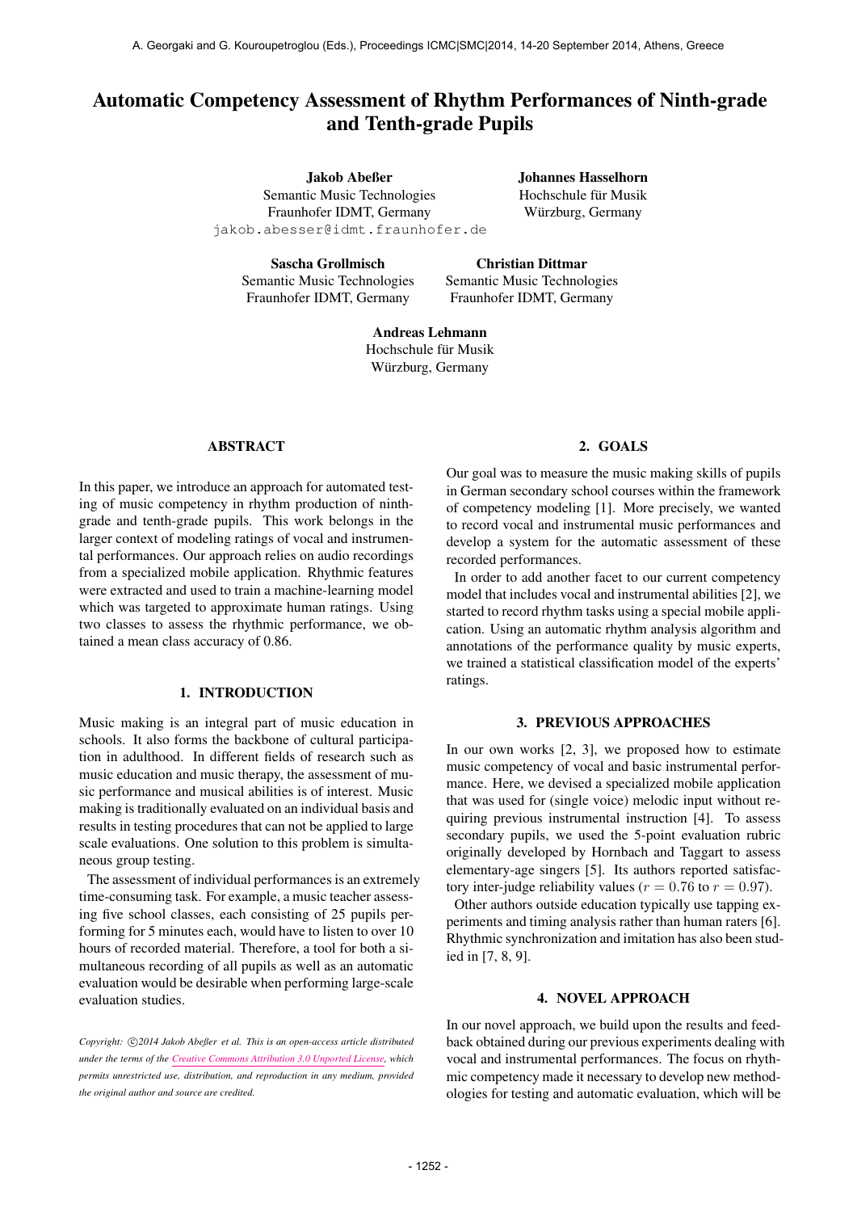# Automatic Competency Assessment of Rhythm Performances of Ninth-grade and Tenth-grade Pupils

**Jakob Abeßer**
Semantic Music Technologies
Fraunhofer IDMT, Germany
jakob.abesser@idmt.fraunhofer.de

**Johannes Hasselhorn**
Hochschule für Musik
Würzburg, Germany

**Sascha Grollmisch**
Semantic Music Technologies
Fraunhofer IDMT, Germany

**Christian Dittmar**
Semantic Music Technologies
Fraunhofer IDMT, Germany

**Andreas Lehmann**
Hochschule für Musik
Würzburg, Germany

## ABSTRACT

In this paper, we introduce an approach for automated testing of music competency in rhythm production of ninth-grade and tenth-grade pupils. This work belongs in the larger context of modeling ratings of vocal and instrumental performances. Our approach relies on audio recordings from a specialized mobile application. Rhythmic features were extracted and used to train a machine-learning model which was targeted to approximate human ratings. Using two classes to assess the rhythmic performance, we obtained a mean class accuracy of 0.86.

## 1. INTRODUCTION

Music making is an integral part of music education in schools. It also forms the backbone of cultural participation in adulthood. In different fields of research such as music education and music therapy, the assessment of music performance and musical abilities is of interest. Music making is traditionally evaluated on an individual basis and results in testing procedures that can not be applied to large scale evaluations. One solution to this problem is simultaneous group testing.

The assessment of individual performances is an extremely time-consuming task. For example, a music teacher assessing five school classes, each consisting of 25 pupils performing for 5 minutes each, would have to listen to over 10 hours of recorded material. Therefore, a tool for both a simultaneous recording of all pupils as well as an automatic evaluation would be desirable when performing large-scale evaluation studies.

*Copyright: ©2014 Jakob Abeßer et al. This is an open-access article distributed under the terms of the Creative Commons Attribution 3.0 Unported License, which permits unrestricted use, distribution, and reproduction in any medium, provided the original author and source are credited.*

## 2. GOALS

Our goal was to measure the music making skills of pupils in German secondary school courses within the framework of competency modeling [1]. More precisely, we wanted to record vocal and instrumental music performances and develop a system for the automatic assessment of these recorded performances.

In order to add another facet to our current competency model that includes vocal and instrumental abilities [2], we started to record rhythm tasks using a special mobile application. Using an automatic rhythm analysis algorithm and annotations of the performance quality by music experts, we trained a statistical classification model of the experts' ratings.

## 3. PREVIOUS APPROACHES

In our own works [2, 3], we proposed how to estimate music competency of vocal and basic instrumental performance. Here, we devised a specialized mobile application that was used for (single voice) melodic input without requiring previous instrumental instruction [4]. To assess secondary pupils, we used the 5-point evaluation rubric originally developed by Hornbach and Taggart to assess elementary-age singers [5]. Its authors reported satisfactory inter-judge reliability values ($r = 0.76$ to $r = 0.97$).

Other authors outside education typically use tapping experiments and timing analysis rather than human raters [6]. Rhythmic synchronization and imitation has also been studied in [7, 8, 9].

## 4. NOVEL APPROACH

In our novel approach, we build upon the results and feedback obtained during our previous experiments dealing with vocal and instrumental performances. The focus on rhythmic competency made it necessary to develop new methodologies for testing and automatic evaluation, which will be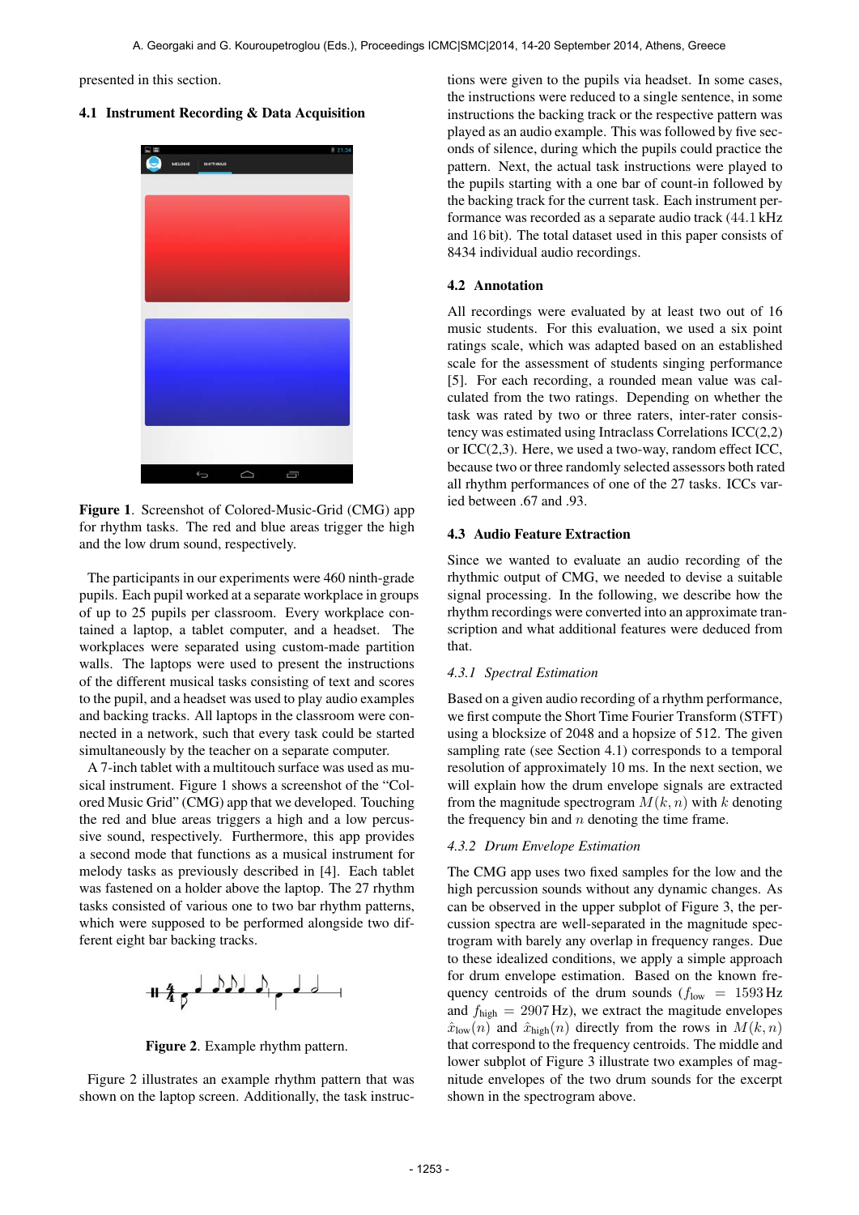presented in this section.

### 4.1 Instrument Recording & Data Acquisition

**Figure 1**. Screenshot of Colored-Music-Grid (CMG) app for rhythm tasks. The red and blue areas trigger the high and the low drum sound, respectively.

The participants in our experiments were 460 ninth-grade pupils. Each pupil worked at a separate workplace in groups of up to 25 pupils per classroom. Every workplace contained a laptop, a tablet computer, and a headset. The workplaces were separated using custom-made partition walls. The laptops were used to present the instructions of the different musical tasks consisting of text and scores to the pupil, and a headset was used to play audio examples and backing tracks. All laptops in the classroom were connected in a network, such that every task could be started simultaneously by the teacher on a separate computer.

A 7-inch tablet with a multitouch surface was used as musical instrument. Figure 1 shows a screenshot of the "Colored Music Grid" (CMG) app that we developed. Touching the red and blue areas triggers a high and a low percussive sound, respectively. Furthermore, this app provides a second mode that functions as a musical instrument for melody tasks as previously described in [4]. Each tablet was fastened on a holder above the laptop. The 27 rhythm tasks consisted of various one to two bar rhythm patterns, which were supposed to be performed alongside two different eight bar backing tracks.

**Figure 2**. Example rhythm pattern.

Figure 2 illustrates an example rhythm pattern that was shown on the laptop screen. Additionally, the task instructions were given to the pupils via headset. In some cases, the instructions were reduced to a single sentence, in some instructions the backing track or the respective pattern was played as an audio example. This was followed by five seconds of silence, during which the pupils could practice the pattern. Next, the actual task instructions were played to the pupils starting with a one bar of count-in followed by the backing track for the current task. Each instrument performance was recorded as a separate audio track (44.1 kHz and 16 bit). The total dataset used in this paper consists of 8434 individual audio recordings.

### 4.2 Annotation

All recordings were evaluated by at least two out of 16 music students. For this evaluation, we used a six point ratings scale, which was adapted based on an established scale for the assessment of students singing performance [5]. For each recording, a rounded mean value was calculated from the two ratings. Depending on whether the task was rated by two or three raters, inter-rater consistency was estimated using Intraclass Correlations ICC(2,2) or ICC(2,3). Here, we used a two-way, random effect ICC, because two or three randomly selected assessors both rated all rhythm performances of one of the 27 tasks. ICCs varied between .67 and .93.

### 4.3 Audio Feature Extraction

Since we wanted to evaluate an audio recording of the rhythmic output of CMG, we needed to devise a suitable signal processing. In the following, we describe how the rhythm recordings were converted into an approximate transcription and what additional features were deduced from that.

#### *4.3.1 Spectral Estimation*

Based on a given audio recording of a rhythm performance, we first compute the Short Time Fourier Transform (STFT) using a blocksize of 2048 and a hopsize of 512. The given sampling rate (see Section 4.1) corresponds to a temporal resolution of approximately 10 ms. In the next section, we will explain how the drum envelope signals are extracted from the magnitude spectrogram $M(k, n)$ with $k$ denoting the frequency bin and $n$ denoting the time frame.

#### *4.3.2 Drum Envelope Estimation*

The CMG app uses two fixed samples for the low and the high percussion sounds without any dynamic changes. As can be observed in the upper subplot of Figure 3, the percussion spectra are well-separated in the magnitude spectrogram with barely any overlap in frequency ranges. Due to these idealized conditions, we apply a simple approach for drum envelope estimation. Based on the known frequency centroids of the drum sounds ($f_{\text{low}} = 1593$ Hz and $f_{\text{high}} = 2907$ Hz), we extract the magitude envelopes $\hat{x}_{\text{low}}(n)$ and $\hat{x}_{\text{high}}(n)$ directly from the rows in $M(k, n)$ that correspond to the frequency centroids. The middle and lower subplot of Figure 3 illustrate two examples of magnitude envelopes of the two drum sounds for the excerpt shown in the spectrogram above.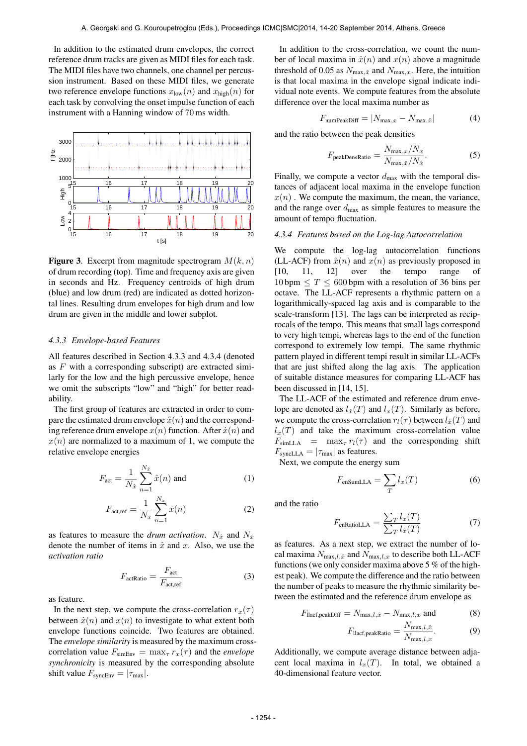In addition to the estimated drum envelopes, the correct reference drum tracks are given as MIDI files for each task. The MIDI files have two channels, one channel per percussion instrument. Based on these MIDI files, we generate two reference envelope functions $x_{\text{low}}(n)$ and $x_{\text{high}}(n)$ for each task by convolving the onset impulse function of each instrument with a Hanning window of 70 ms width.

**Figure 3**. Excerpt from magnitude spectrogram $M(k, n)$ of drum recording (top). Time and frequency axis are given in seconds and Hz. Frequency centroids of high drum (blue) and low drum (red) are indicated as dotted horizontal lines. Resulting drum envelopes for high drum and low drum are given in the middle and lower subplot.

#### 4.3.3 Envelope-based Features

All features described in Section 4.3.3 and 4.3.4 (denoted as $F$ with a corresponding subscript) are extracted similarly for the low and the high percussive envelope, hence we omit the subscripts "low" and "high" for better readability.

The first group of features are extracted in order to compare the estimated drum envelope $\hat{x}(n)$ and the corresponding reference drum envelope $x(n)$ function. After $\hat{x}(n)$ and $x(n)$ are normalized to a maximum of 1, we compute the relative envelope energies

$$F_{\text{act}} = \frac{1}{N_{\hat{x}}} \sum_{n=1}^{N_{\hat{x}}} \hat{x}(n) \text{ and} \tag{1}$$

$$F_{\text{act,ref}} = \frac{1}{N_x} \sum_{n=1}^{N_x} x(n) \tag{2}$$

as features to measure the *drum activation*. $N_{\hat{x}}$ and $N_x$ denote the number of items in $\hat{x}$ and $x$. Also, we use the *activation ratio*

$$F_{\text{actRatio}} = \frac{F_{\text{act}}}{F_{\text{act,ref}}} \tag{3}$$

as feature.

In the next step, we compute the cross-correlation $r_x(\tau)$ between $\hat{x}(n)$ and $x(n)$ to investigate to what extent both envelope functions coincide. Two features are obtained. The *envelope similarity* is measured by the maximum cross-correlation value $F_{\text{simEnv}} = \max_\tau r_x(\tau)$ and the *envelope synchronicity* is measured by the corresponding absolute shift value $F_{\text{syncEnv}} = |\tau_{\max}|$.

In addition to the cross-correlation, we count the number of local maxima in $\hat{x}(n)$ and $x(n)$ above a magnitude threshold of 0.05 as $N_{\max,\hat{x}}$ and $N_{\max,x}$. Here, the intuition is that local maxima in the envelope signal indicate individual note events. We compute features from the absolute difference over the local maxima number as

$$F_{\text{numPeakDiff}} = |N_{\max,x} - N_{\max,\hat{x}}| \tag{4}$$

and the ratio between the peak densities

$$F_{\text{peakDensRatio}} = \frac{N_{\max,x}/N_x}{N_{\max,\hat{x}}/N_{\hat{x}}}. \tag{5}$$

Finally, we compute a vector $d_{\max}$ with the temporal distances of adjacent local maxima in the envelope function $x(n)$. We compute the maximum, the mean, the variance, and the range over $d_{\max}$ as simple features to measure the amount of tempo fluctuation.

#### 4.3.4 Features based on the Log-lag Autocorrelation

We compute the log-lag autocorrelation functions (LL-ACF) from $\hat{x}(n)$ and $x(n)$ as previously proposed in [10, 11, 12] over the tempo range of $10\,\text{bpm} \leq T \leq 600\,\text{bpm}$ with a resolution of 36 bins per octave. The LL-ACF represents a rhythmic pattern on a logarithmically-spaced lag axis and is comparable to the scale-transform [13]. The lags can be interpreted as reciprocals of the tempo. This means that small lags correspond to very high tempi, whereas lags to the end of the function correspond to extremely low tempi. The same rhythmic pattern played in different tempi result in similar LL-ACFs that are just shifted along the lag axis. The application of suitable distance measures for comparing LL-ACF has been discussed in [14, 15].

The LL-ACF of the estimated and reference drum envelope are denoted as $l_{\hat{x}}(T)$ and $l_x(T)$. Similarly as before, we compute the cross-correlation $r_l(\tau)$ between $l_{\hat{x}}(T)$ and $l_x(T)$ and take the maximum cross-correlation value $F_{\text{simLLA}} = \max_\tau r_l(\tau)$ and the corresponding shift $F_{\text{syncLLA}} = |\tau_{\max}|$ as features.

Next, we compute the energy sum

$$F_{\text{enSumLLA}} = \sum_T l_x(T) \tag{6}$$

and the ratio

$$F_{\text{enRatioLLA}} = \frac{\sum_T l_x(T)}{\sum_T l_{\hat{x}}(T)} \tag{7}$$

as features. As a next step, we extract the number of local maxima $N_{\max,l,\hat{x}}$ and $N_{\max,l,x}$ to describe both LL-ACF functions (we only consider maxima above 5 % of the highest peak). We compute the difference and the ratio between the number of peaks to measure the rhythmic similarity between the estimated and the reference drum envelope as

$$F_{\text{llacf,peakDiff}} = N_{\max,l,\hat{x}} - N_{\max,l,x} \text{ and} \tag{8}$$

$$F_{\text{llacf,peakRatio}} = \frac{N_{\max,l,\hat{x}}}{N_{\max,l,x}}. \tag{9}$$

Additionally, we compute average distance between adjacent local maxima in $l_x(T)$. In total, we obtained a 40-dimensional feature vector.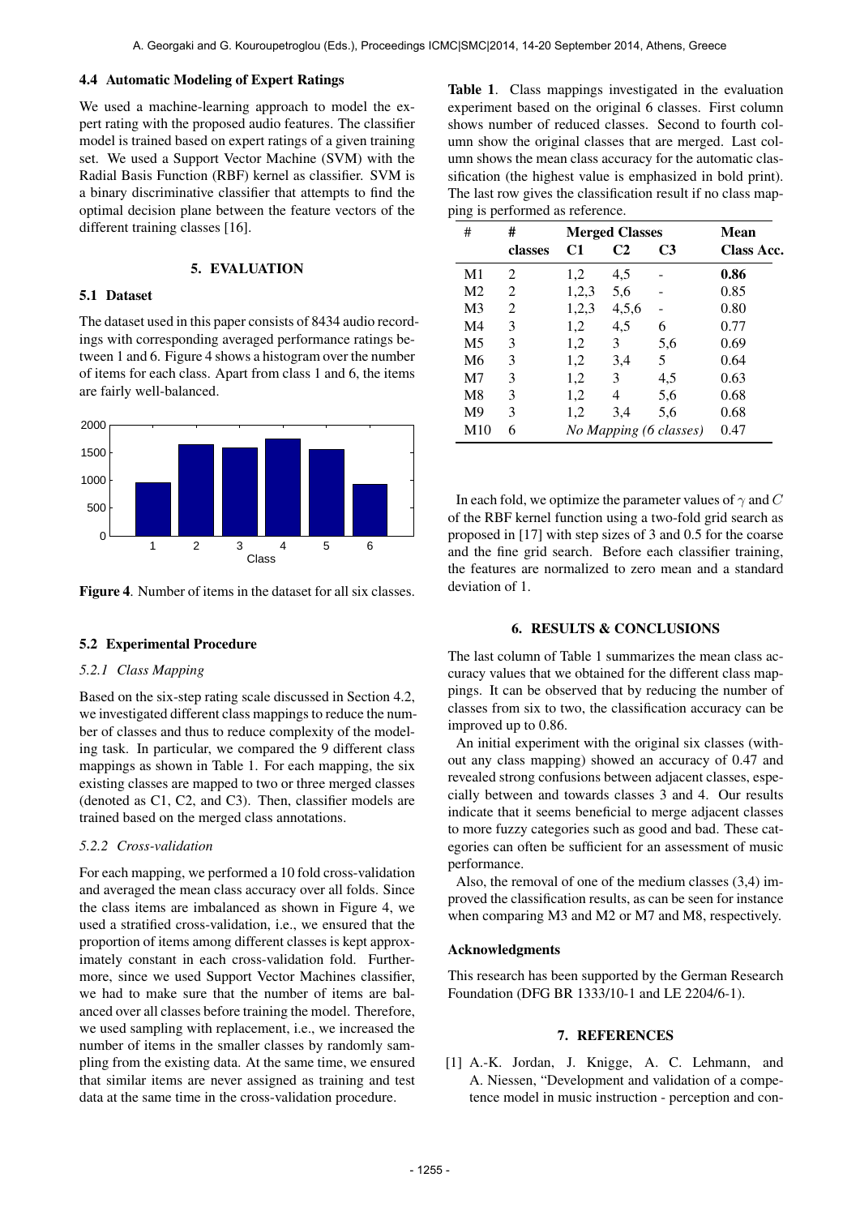### 4.4 Automatic Modeling of Expert Ratings

We used a machine-learning approach to model the expert rating with the proposed audio features. The classifier model is trained based on expert ratings of a given training set. We used a Support Vector Machine (SVM) with the Radial Basis Function (RBF) kernel as classifier. SVM is a binary discriminative classifier that attempts to find the optimal decision plane between the feature vectors of the different training classes [16].

## 5. EVALUATION

### 5.1 Dataset

The dataset used in this paper consists of 8434 audio recordings with corresponding averaged performance ratings between 1 and 6. Figure 4 shows a histogram over the number of items for each class. Apart from class 1 and 6, the items are fairly well-balanced.

**Figure 4**. Number of items in the dataset for all six classes.

### 5.2 Experimental Procedure

#### *5.2.1 Class Mapping*

Based on the six-step rating scale discussed in Section 4.2, we investigated different class mappings to reduce the number of classes and thus to reduce complexity of the modeling task. In particular, we compared the 9 different class mappings as shown in Table 1. For each mapping, the six existing classes are mapped to two or three merged classes (denoted as C1, C2, and C3). Then, classifier models are trained based on the merged class annotations.

#### *5.2.2 Cross-validation*

For each mapping, we performed a 10 fold cross-validation and averaged the mean class accuracy over all folds. Since the class items are imbalanced as shown in Figure 4, we used a stratified cross-validation, i.e., we ensured that the proportion of items among different classes is kept approximately constant in each cross-validation fold. Furthermore, since we used Support Vector Machines classifier, we had to make sure that the number of items are balanced over all classes before training the model. Therefore, we used sampling with replacement, i.e., we increased the number of items in the smaller classes by randomly sampling from the existing data. At the same time, we ensured that similar items are never assigned as training and test data at the same time in the cross-validation procedure.

**Table 1**. Class mappings investigated in the evaluation experiment based on the original 6 classes. First column shows number of reduced classes. Second to fourth column show the original classes that are merged. Last column shows the mean class accuracy for the automatic classification (the highest value is emphasized in bold print). The last row gives the classification result if no class mapping is performed as reference.

| # | # classes | Merged Classes C1 | C2 | C3 | Mean Class Acc. |
|---|---|---|---|---|---|
| M1 | 2 | 1,2 | 4,5 | - | **0.86** |
| M2 | 2 | 1,2,3 | 5,6 | - | 0.85 |
| M3 | 2 | 1,2,3 | 4,5,6 | - | 0.80 |
| M4 | 3 | 1,2 | 4,5 | 6 | 0.77 |
| M5 | 3 | 1,2 | 3 | 5,6 | 0.69 |
| M6 | 3 | 1,2 | 3,4 | 5 | 0.64 |
| M7 | 3 | 1,2 | 3 | 4,5 | 0.63 |
| M8 | 3 | 1,2 | 4 | 5,6 | 0.68 |
| M9 | 3 | 1,2 | 3,4 | 5,6 | 0.68 |
| M10 | 6 | *No Mapping (6 classes)* | | | 0.47 |

In each fold, we optimize the parameter values of $\gamma$ and $C$ of the RBF kernel function using a two-fold grid search as proposed in [17] with step sizes of 3 and 0.5 for the coarse and the fine grid search. Before each classifier training, the features are normalized to zero mean and a standard deviation of 1.

## 6. RESULTS & CONCLUSIONS

The last column of Table 1 summarizes the mean class accuracy values that we obtained for the different class mappings. It can be observed that by reducing the number of classes from six to two, the classification accuracy can be improved up to 0.86.

An initial experiment with the original six classes (without any class mapping) showed an accuracy of 0.47 and revealed strong confusions between adjacent classes, especially between and towards classes 3 and 4. Our results indicate that it seems beneficial to merge adjacent classes to more fuzzy categories such as good and bad. These categories can often be sufficient for an assessment of music performance.

Also, the removal of one of the medium classes (3,4) improved the classification results, as can be seen for instance when comparing M3 and M2 or M7 and M8, respectively.

### Acknowledgments

This research has been supported by the German Research Foundation (DFG BR 1333/10-1 and LE 2204/6-1).

## 7. REFERENCES

[1] A.-K. Jordan, J. Knigge, A. C. Lehmann, and A. Niessen, "Development and validation of a competence model in music instruction - perception and con-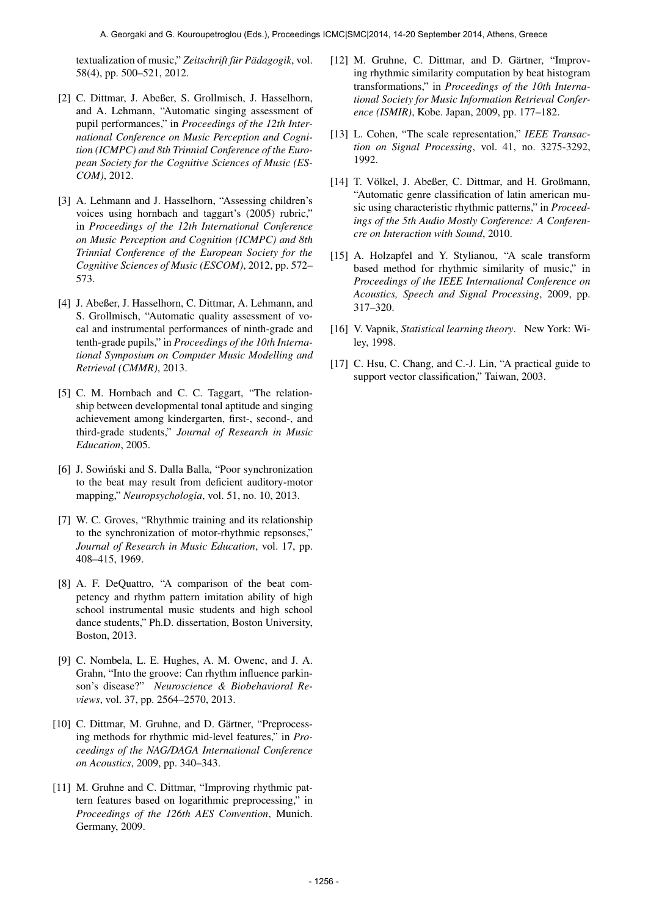textualization of music," *Zeitschrift für Pädagogik*, vol. 58(4), pp. 500–521, 2012.

[2] C. Dittmar, J. Abeßer, S. Grollmisch, J. Hasselhorn, and A. Lehmann, "Automatic singing assessment of pupil performances," in *Proceedings of the 12th International Conference on Music Perception and Cognition (ICMPC) and 8th Trinnial Conference of the European Society for the Cognitive Sciences of Music (ESCOM)*, 2012.

[3] A. Lehmann and J. Hasselhorn, "Assessing children's voices using hornbach and taggart's (2005) rubric," in *Proceedings of the 12th International Conference on Music Perception and Cognition (ICMPC) and 8th Trinnial Conference of the European Society for the Cognitive Sciences of Music (ESCOM)*, 2012, pp. 572–573.

[4] J. Abeßer, J. Hasselhorn, C. Dittmar, A. Lehmann, and S. Grollmisch, "Automatic quality assessment of vocal and instrumental performances of ninth-grade and tenth-grade pupils," in *Proceedings of the 10th International Symposium on Computer Music Modelling and Retrieval (CMMR)*, 2013.

[5] C. M. Hornbach and C. C. Taggart, "The relationship between developmental tonal aptitude and singing achievement among kindergarten, first-, second-, and third-grade students," *Journal of Research in Music Education*, 2005.

[6] J. Sowiński and S. Dalla Balla, "Poor synchronization to the beat may result from deficient auditory-motor mapping," *Neuropsychologia*, vol. 51, no. 10, 2013.

[7] W. C. Groves, "Rhythmic training and its relationship to the synchronization of motor-rhythmic repsonses," *Journal of Research in Music Education*, vol. 17, pp. 408–415, 1969.

[8] A. F. DeQuattro, "A comparison of the beat competency and rhythm pattern imitation ability of high school instrumental music students and high school dance students," Ph.D. dissertation, Boston University, Boston, 2013.

[9] C. Nombela, L. E. Hughes, A. M. Owenc, and J. A. Grahn, "Into the groove: Can rhythm influence parkinson's disease?" *Neuroscience & Biobehavioral Reviews*, vol. 37, pp. 2564–2570, 2013.

[10] C. Dittmar, M. Gruhne, and D. Gärtner, "Preprocessing methods for rhythmic mid-level features," in *Proceedings of the NAG/DAGA International Conference on Acoustics*, 2009, pp. 340–343.

[11] M. Gruhne and C. Dittmar, "Improving rhythmic pattern features based on logarithmic preprocessing," in *Proceedings of the 126th AES Convention*, Munich. Germany, 2009.

[12] M. Gruhne, C. Dittmar, and D. Gärtner, "Improving rhythmic similarity computation by beat histogram transformations," in *Proceedings of the 10th International Society for Music Information Retrieval Conference (ISMIR)*, Kobe. Japan, 2009, pp. 177–182.

[13] L. Cohen, "The scale representation," *IEEE Transaction on Signal Processing*, vol. 41, no. 3275-3292, 1992.

[14] T. Völkel, J. Abeßer, C. Dittmar, and H. Großmann, "Automatic genre classification of latin american music using characteristic rhythmic patterns," in *Proceedings of the 5th Audio Mostly Conference: A Conferencre on Interaction with Sound*, 2010.

[15] A. Holzapfel and Y. Stylianou, "A scale transform based method for rhythmic similarity of music," in *Proceedings of the IEEE International Conference on Acoustics, Speech and Signal Processing*, 2009, pp. 317–320.

[16] V. Vapnik, *Statistical learning theory*. New York: Wiley, 1998.

[17] C. Hsu, C. Chang, and C.-J. Lin, "A practical guide to support vector classification," Taiwan, 2003.